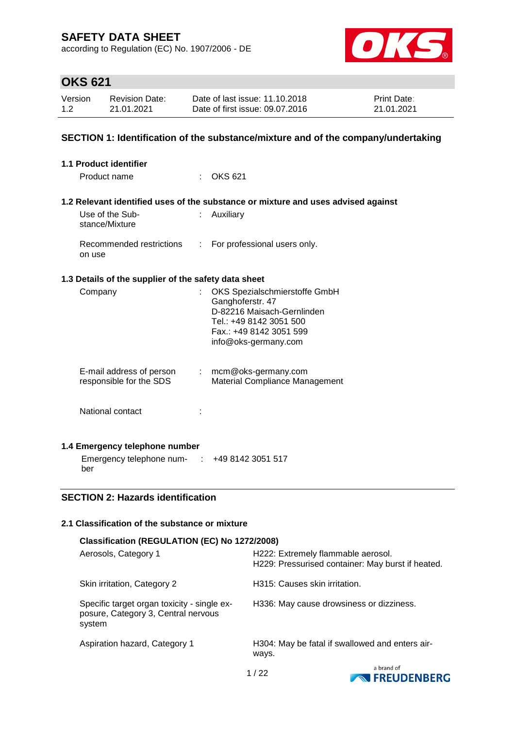# SAFETY DATA SHEET

according to Regulation (EC) No. 1907/2006 - DE

## OKS 621

| Version | Revision Date: | Date of last issue: 11.10.2018 | Print Date: |
|---|---|---|---|
| 1.2 | 21.01.2021 | Date of first issue: 09.07.2016 | 21.01.2021 |

## SECTION 1: Identification of the substance/mixture and of the company/undertaking

### 1.1 Product identifier

Product name : OKS 621

### 1.2 Relevant identified uses of the substance or mixture and uses advised against

Use of the Substance/Mixture : Auxiliary

Recommended restrictions on use : For professional users only.

### 1.3 Details of the supplier of the safety data sheet

Company : OKS Spezialschmierstoffe GmbH
Ganghoferstr. 47
D-82216 Maisach-Gernlinden
Tel.: +49 8142 3051 500
Fax.: +49 8142 3051 599
info@oks-germany.com

E-mail address of person responsible for the SDS : mcm@oks-germany.com
Material Compliance Management

National contact :

### 1.4 Emergency telephone number

Emergency telephone number : +49 8142 3051 517

## SECTION 2: Hazards identification

### 2.1 Classification of the substance or mixture

**Classification (REGULATION (EC) No 1272/2008)**

| | |
|---|---|
| Aerosols, Category 1 | H222: Extremely flammable aerosol.<br>H229: Pressurised container: May burst if heated. |
| Skin irritation, Category 2 | H315: Causes skin irritation. |
| Specific target organ toxicity - single exposure, Category 3, Central nervous system | H336: May cause drowsiness or dizziness. |
| Aspiration hazard, Category 1 | H304: May be fatal if swallowed and enters airways. |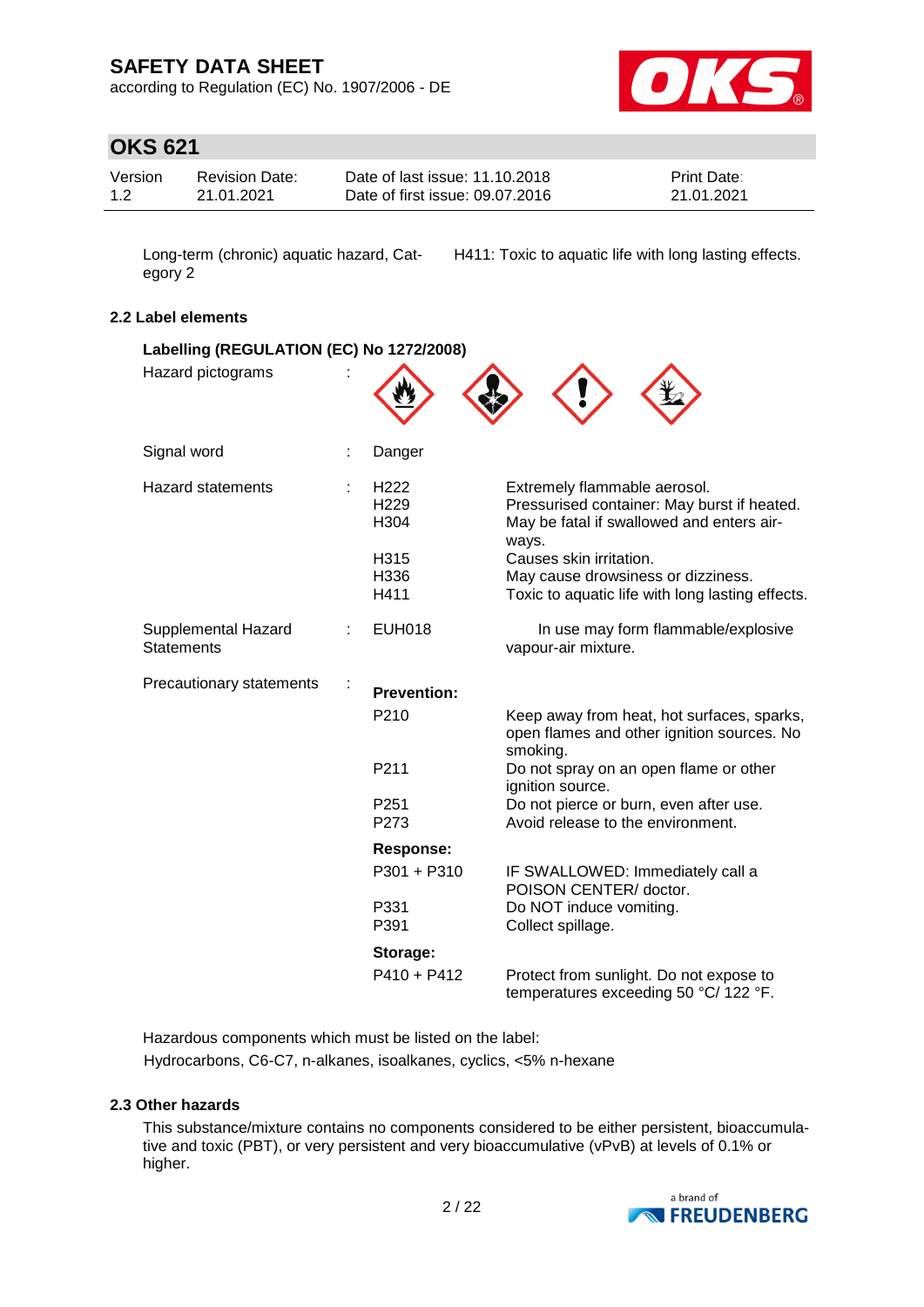| | |
|---|---|
| Long-term (chronic) aquatic hazard, Category 2 | H411: Toxic to aquatic life with long lasting effects. |

### 2.2 Label elements

**Labelling (REGULATION (EC) No 1272/2008)**

| | | | |
|---|---|---|---|
| Hazard pictograms | : | | |
| Signal word | : | Danger | |
| Hazard statements | : | H222 | Extremely flammable aerosol. |
| | | H229 | Pressurised container: May burst if heated. |
| | | H304 | May be fatal if swallowed and enters airways. |
| | | H315 | Causes skin irritation. |
| | | H336 | May cause drowsiness or dizziness. |
| | | H411 | Toxic to aquatic life with long lasting effects. |
| Supplemental Hazard Statements | : | EUH018 | In use may form flammable/explosive vapour-air mixture. |
| Precautionary statements | : | **Prevention:** | |
| | | P210 | Keep away from heat, hot surfaces, sparks, open flames and other ignition sources. No smoking. |
| | | P211 | Do not spray on an open flame or other ignition source. |
| | | P251 | Do not pierce or burn, even after use. |
| | | P273 | Avoid release to the environment. |
| | | **Response:** | |
| | | P301 + P310 | IF SWALLOWED: Immediately call a POISON CENTER/ doctor. |
| | | P331 | Do NOT induce vomiting. |
| | | P391 | Collect spillage. |
| | | **Storage:** | |
| | | P410 + P412 | Protect from sunlight. Do not expose to temperatures exceeding 50 °C/ 122 °F. |

Hazardous components which must be listed on the label:
Hydrocarbons, C6-C7, n-alkanes, isoalkanes, cyclics, <5% n-hexane

### 2.3 Other hazards

This substance/mixture contains no components considered to be either persistent, bioaccumulative and toxic (PBT), or very persistent and very bioaccumulative (vPvB) at levels of 0.1% or higher.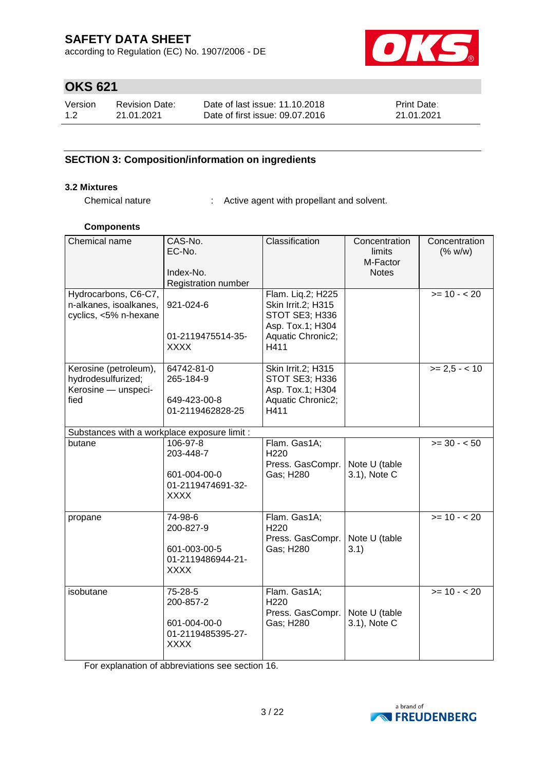## SECTION 3: Composition/information on ingredients

### 3.2 Mixtures

Chemical nature : Active agent with propellant and solvent.

**Components**

| Chemical name | CAS-No.<br>EC-No.<br>Index-No.<br>Registration number | Classification | Concentration limits<br>M-Factor<br>Notes | Concentration (% w/w) |
|---|---|---|---|---|
| Hydrocarbons, C6-C7, n-alkanes, isoalkanes, cyclics, <5% n-hexane | 921-024-6<br>01-2119475514-35-XXXX | Flam. Liq.2; H225<br>Skin Irrit.2; H315<br>STOT SE3; H336<br>Asp. Tox.1; H304<br>Aquatic Chronic2; H411 | | >= 10 - < 20 |
| Kerosine (petroleum), hydrodesulfurized; Kerosine — unspeci-fied | 64742-81-0<br>265-184-9<br>649-423-00-8<br>01-2119462828-25 | Skin Irrit.2; H315<br>STOT SE3; H336<br>Asp. Tox.1; H304<br>Aquatic Chronic2; H411 | | >= 2,5 - < 10 |
| Substances with a workplace exposure limit : | | | | |
| butane | 106-97-8<br>203-448-7<br>601-004-00-0<br>01-2119474691-32-XXXX | Flam. Gas1A; H220<br>Press. GasCompr. Gas; H280 | Note U (table 3.1), Note C | >= 30 - < 50 |
| propane | 74-98-6<br>200-827-9<br>601-003-00-5<br>01-2119486944-21-XXXX | Flam. Gas1A; H220<br>Press. GasCompr. Gas; H280 | Note U (table 3.1) | >= 10 - < 20 |
| isobutane | 75-28-5<br>200-857-2<br>601-004-00-0<br>01-2119485395-27-XXXX | Flam. Gas1A; H220<br>Press. GasCompr. Gas; H280 | Note U (table 3.1), Note C | >= 10 - < 20 |

For explanation of abbreviations see section 16.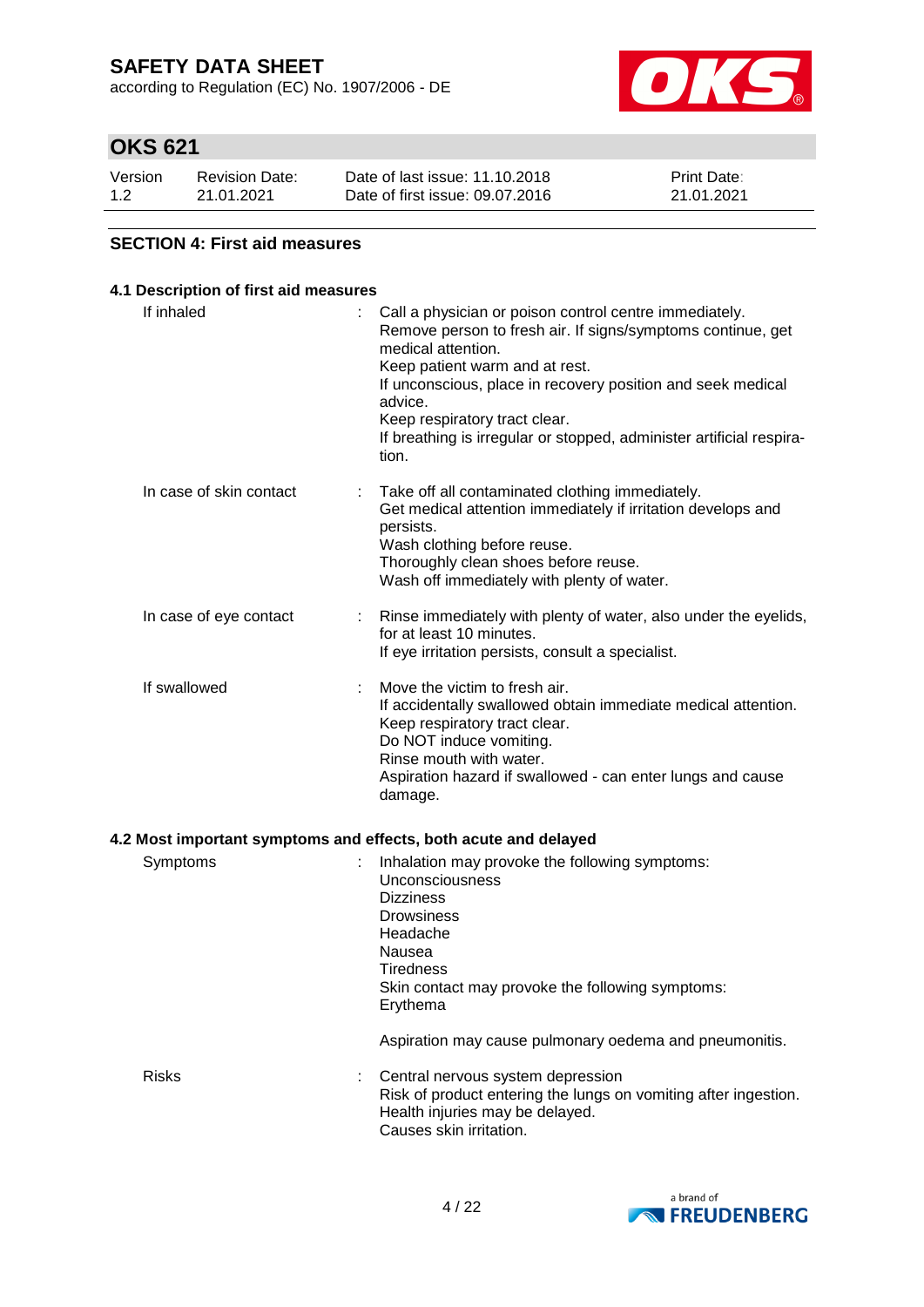# SAFETY DATA SHEET

according to Regulation (EC) No. 1907/2006 - DE

## OKS 621

| Version | Revision Date: | Date of last issue: 11.10.2018 | Print Date: |
|---|---|---|---|
| 1.2 | 21.01.2021 | Date of first issue: 09.07.2016 | 21.01.2021 |

### SECTION 4: First aid measures

#### 4.1 Description of first aid measures

If inhaled : Call a physician or poison control centre immediately.
Remove person to fresh air. If signs/symptoms continue, get medical attention.
Keep patient warm and at rest.
If unconscious, place in recovery position and seek medical advice.
Keep respiratory tract clear.
If breathing is irregular or stopped, administer artificial respiration.

In case of skin contact : Take off all contaminated clothing immediately.
Get medical attention immediately if irritation develops and persists.
Wash clothing before reuse.
Thoroughly clean shoes before reuse.
Wash off immediately with plenty of water.

In case of eye contact : Rinse immediately with plenty of water, also under the eyelids, for at least 10 minutes.
If eye irritation persists, consult a specialist.

If swallowed : Move the victim to fresh air.
If accidentally swallowed obtain immediate medical attention.
Keep respiratory tract clear.
Do NOT induce vomiting.
Rinse mouth with water.
Aspiration hazard if swallowed - can enter lungs and cause damage.

#### 4.2 Most important symptoms and effects, both acute and delayed

Symptoms : Inhalation may provoke the following symptoms:
Unconsciousness
Dizziness
Drowsiness
Headache
Nausea
Tiredness
Skin contact may provoke the following symptoms:
Erythema

Aspiration may cause pulmonary oedema and pneumonitis.

Risks : Central nervous system depression
Risk of product entering the lungs on vomiting after ingestion.
Health injuries may be delayed.
Causes skin irritation.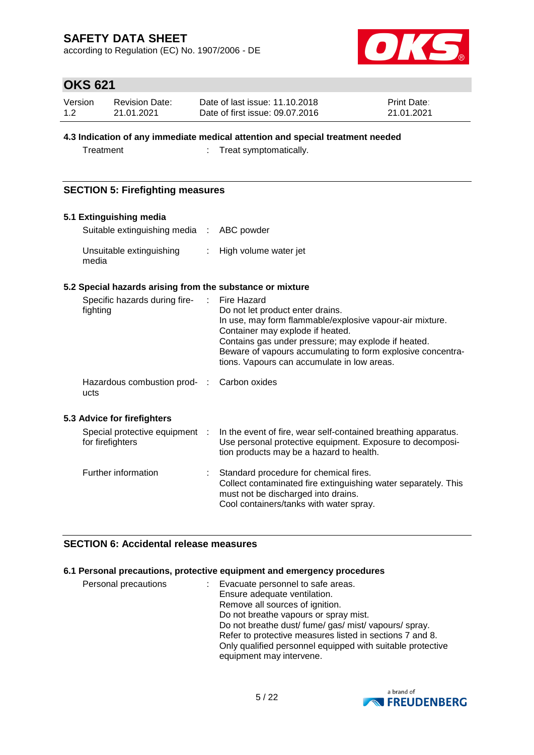### 4.3 Indication of any immediate medical attention and special treatment needed

| | |
|---|---|
| Treatment | Treat symptomatically. |

## SECTION 5: Firefighting measures

### 5.1 Extinguishing media

| | |
|---|---|
| Suitable extinguishing media | ABC powder |
| Unsuitable extinguishing media | High volume water jet |

### 5.2 Special hazards arising from the substance or mixture

| | |
|---|---|
| Specific hazards during firefighting | Fire Hazard<br>Do not let product enter drains.<br>In use, may form flammable/explosive vapour-air mixture.<br>Container may explode if heated.<br>Contains gas under pressure; may explode if heated.<br>Beware of vapours accumulating to form explosive concentrations. Vapours can accumulate in low areas. |
| Hazardous combustion products | Carbon oxides |

### 5.3 Advice for firefighters

| | |
|---|---|
| Special protective equipment for firefighters | In the event of fire, wear self-contained breathing apparatus.<br>Use personal protective equipment. Exposure to decomposition products may be a hazard to health. |
| Further information | Standard procedure for chemical fires.<br>Collect contaminated fire extinguishing water separately. This must not be discharged into drains.<br>Cool containers/tanks with water spray. |

## SECTION 6: Accidental release measures

### 6.1 Personal precautions, protective equipment and emergency procedures

| | |
|---|---|
| Personal precautions | Evacuate personnel to safe areas.<br>Ensure adequate ventilation.<br>Remove all sources of ignition.<br>Do not breathe vapours or spray mist.<br>Do not breathe dust/ fume/ gas/ mist/ vapours/ spray.<br>Refer to protective measures listed in sections 7 and 8.<br>Only qualified personnel equipped with suitable protective equipment may intervene. |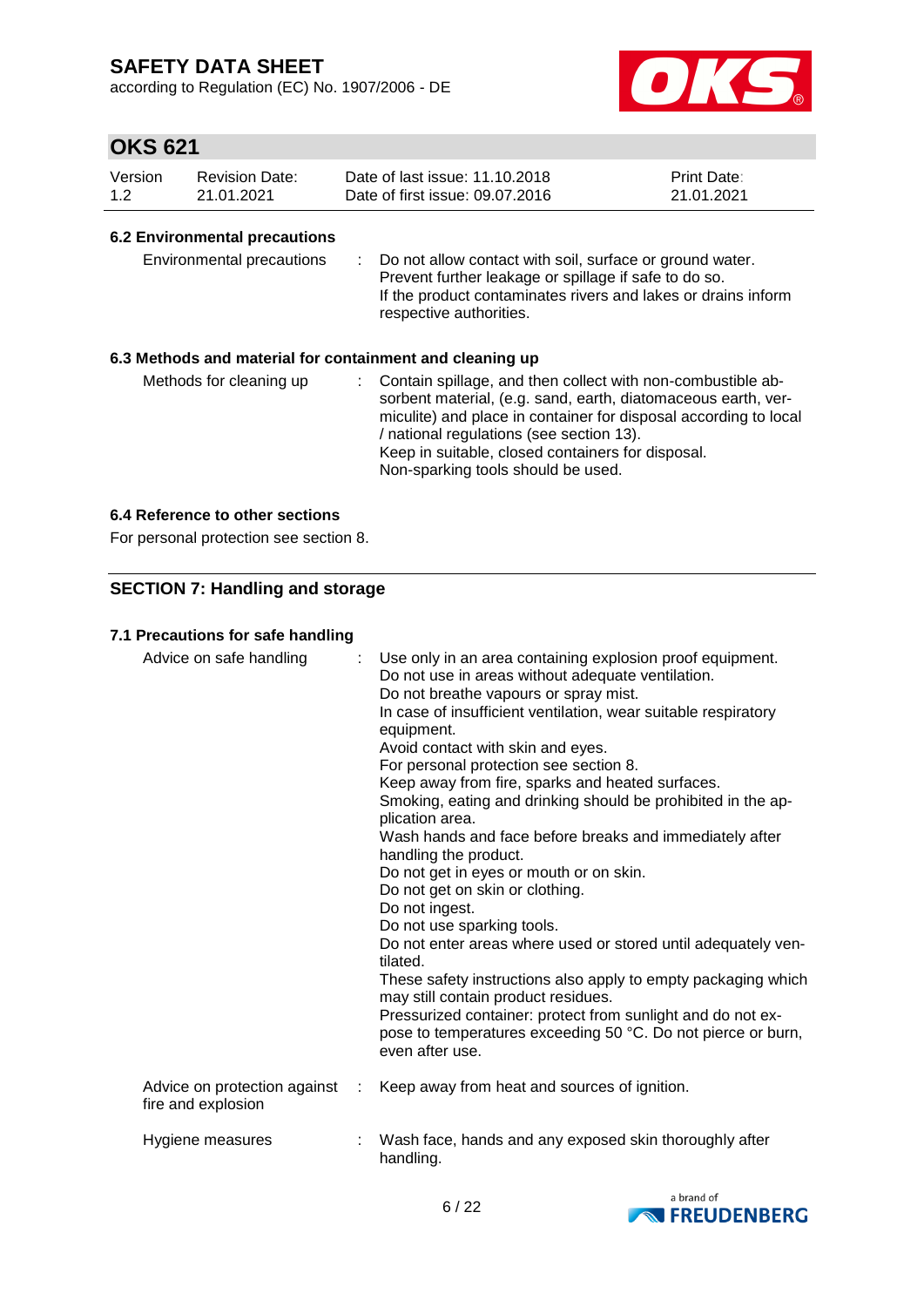### 6.2 Environmental precautions

| | |
|---|---|
| Environmental precautions | : Do not allow contact with soil, surface or ground water.<br>Prevent further leakage or spillage if safe to do so.<br>If the product contaminates rivers and lakes or drains inform respective authorities. |

### 6.3 Methods and material for containment and cleaning up

| | |
|---|---|
| Methods for cleaning up | : Contain spillage, and then collect with non-combustible absorbent material, (e.g. sand, earth, diatomaceous earth, vermiculite) and place in container for disposal according to local / national regulations (see section 13).<br>Keep in suitable, closed containers for disposal.<br>Non-sparking tools should be used. |

### 6.4 Reference to other sections

For personal protection see section 8.

## SECTION 7: Handling and storage

### 7.1 Precautions for safe handling

| | |
|---|---|
| Advice on safe handling | : Use only in an area containing explosion proof equipment.<br>Do not use in areas without adequate ventilation.<br>Do not breathe vapours or spray mist.<br>In case of insufficient ventilation, wear suitable respiratory equipment.<br>Avoid contact with skin and eyes.<br>For personal protection see section 8.<br>Keep away from fire, sparks and heated surfaces.<br>Smoking, eating and drinking should be prohibited in the application area.<br>Wash hands and face before breaks and immediately after handling the product.<br>Do not get in eyes or mouth or on skin.<br>Do not get on skin or clothing.<br>Do not ingest.<br>Do not use sparking tools.<br>Do not enter areas where used or stored until adequately ventilated.<br>These safety instructions also apply to empty packaging which may still contain product residues.<br>Pressurized container: protect from sunlight and do not expose to temperatures exceeding 50 °C. Do not pierce or burn, even after use. |
| Advice on protection against fire and explosion | : Keep away from heat and sources of ignition. |
| Hygiene measures | : Wash face, hands and any exposed skin thoroughly after handling. |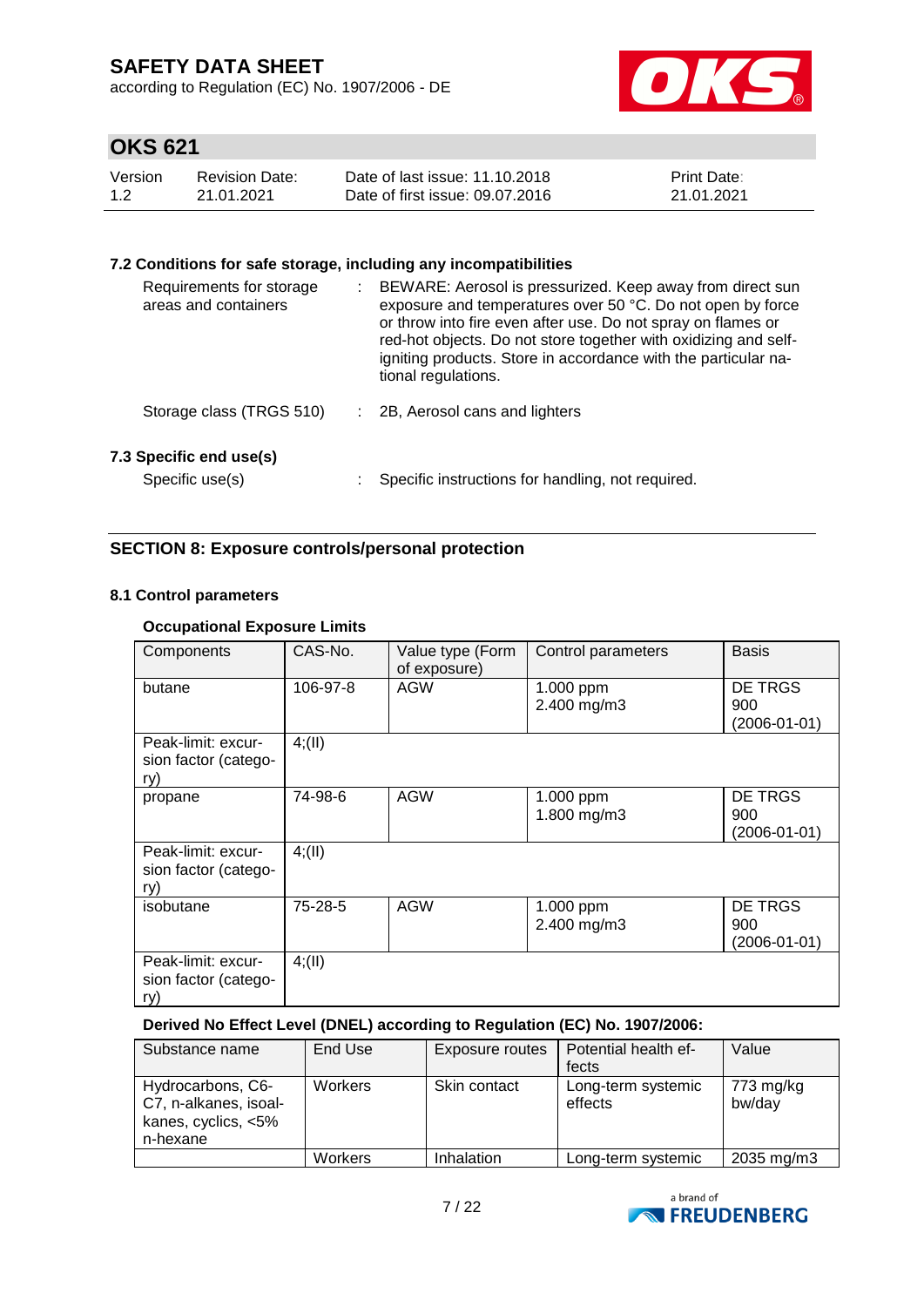### 7.2 Conditions for safe storage, including any incompatibilities

Requirements for storage areas and containers : BEWARE: Aerosol is pressurized. Keep away from direct sun exposure and temperatures over 50 °C. Do not open by force or throw into fire even after use. Do not spray on flames or red-hot objects. Do not store together with oxidizing and self-igniting products. Store in accordance with the particular national regulations.

Storage class (TRGS 510) : 2B, Aerosol cans and lighters

### 7.3 Specific end use(s)

Specific use(s) : Specific instructions for handling, not required.

## SECTION 8: Exposure controls/personal protection

### 8.1 Control parameters

**Occupational Exposure Limits**

| Components | CAS-No. | Value type (Form of exposure) | Control parameters | Basis |
|---|---|---|---|---|
| butane | 106-97-8 | AGW | 1.000 ppm<br>2.400 mg/m3 | DE TRGS 900 (2006-01-01) |
| Peak-limit: excursion factor (category) | 4;(II) | | | |
| propane | 74-98-6 | AGW | 1.000 ppm<br>1.800 mg/m3 | DE TRGS 900 (2006-01-01) |
| Peak-limit: excursion factor (category) | 4;(II) | | | |
| isobutane | 75-28-5 | AGW | 1.000 ppm<br>2.400 mg/m3 | DE TRGS 900 (2006-01-01) |
| Peak-limit: excursion factor (category) | 4;(II) | | | |

**Derived No Effect Level (DNEL) according to Regulation (EC) No. 1907/2006:**

| Substance name | End Use | Exposure routes | Potential health effects | Value |
|---|---|---|---|---|
| Hydrocarbons, C6-C7, n-alkanes, isoalkanes, cyclics, <5% n-hexane | Workers | Skin contact | Long-term systemic effects | 773 mg/kg bw/day |
| | Workers | Inhalation | Long-term systemic | 2035 mg/m3 |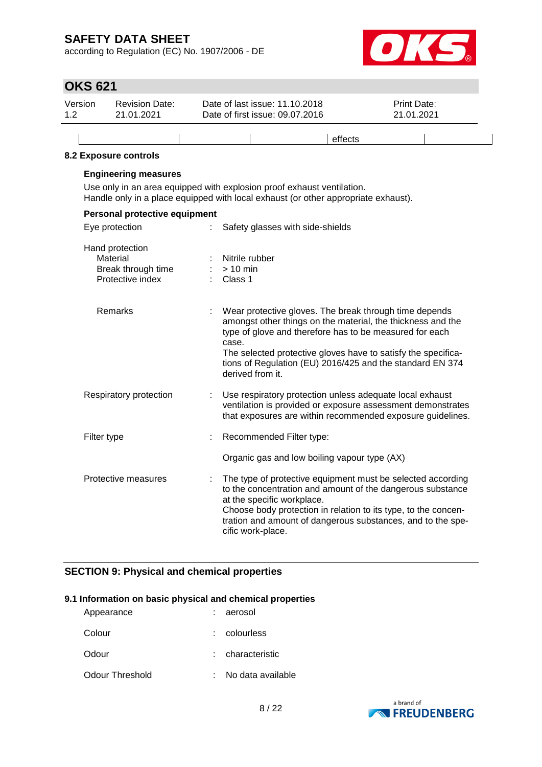| | | | | effects | |
|---|---|---|---|---|---|

### 8.2 Exposure controls

**Engineering measures**

Use only in an area equipped with explosion proof exhaust ventilation.
Handle only in a place equipped with local exhaust (or other appropriate exhaust).

**Personal protective equipment**

| | | |
|---|---|---|
| Eye protection | : | Safety glasses with side-shields |
| Hand protection | | |
| Material | : | Nitrile rubber |
| Break through time | : | > 10 min |
| Protective index | : | Class 1 |
| Remarks | : | Wear protective gloves. The break through time depends amongst other things on the material, the thickness and the type of glove and therefore has to be measured for each case.<br>The selected protective gloves have to satisfy the specifications of Regulation (EU) 2016/425 and the standard EN 374 derived from it. |
| Respiratory protection | : | Use respiratory protection unless adequate local exhaust ventilation is provided or exposure assessment demonstrates that exposures are within recommended exposure guidelines. |
| Filter type | : | Recommended Filter type:<br><br>Organic gas and low boiling vapour type (AX) |
| Protective measures | : | The type of protective equipment must be selected according to the concentration and amount of the dangerous substance at the specific workplace.<br>Choose body protection in relation to its type, to the concentration and amount of dangerous substances, and to the specific work-place. |

## SECTION 9: Physical and chemical properties

### 9.1 Information on basic physical and chemical properties

| | | |
|---|---|---|
| Appearance | : | aerosol |
| Colour | : | colourless |
| Odour | : | characteristic |
| Odour Threshold | : | No data available |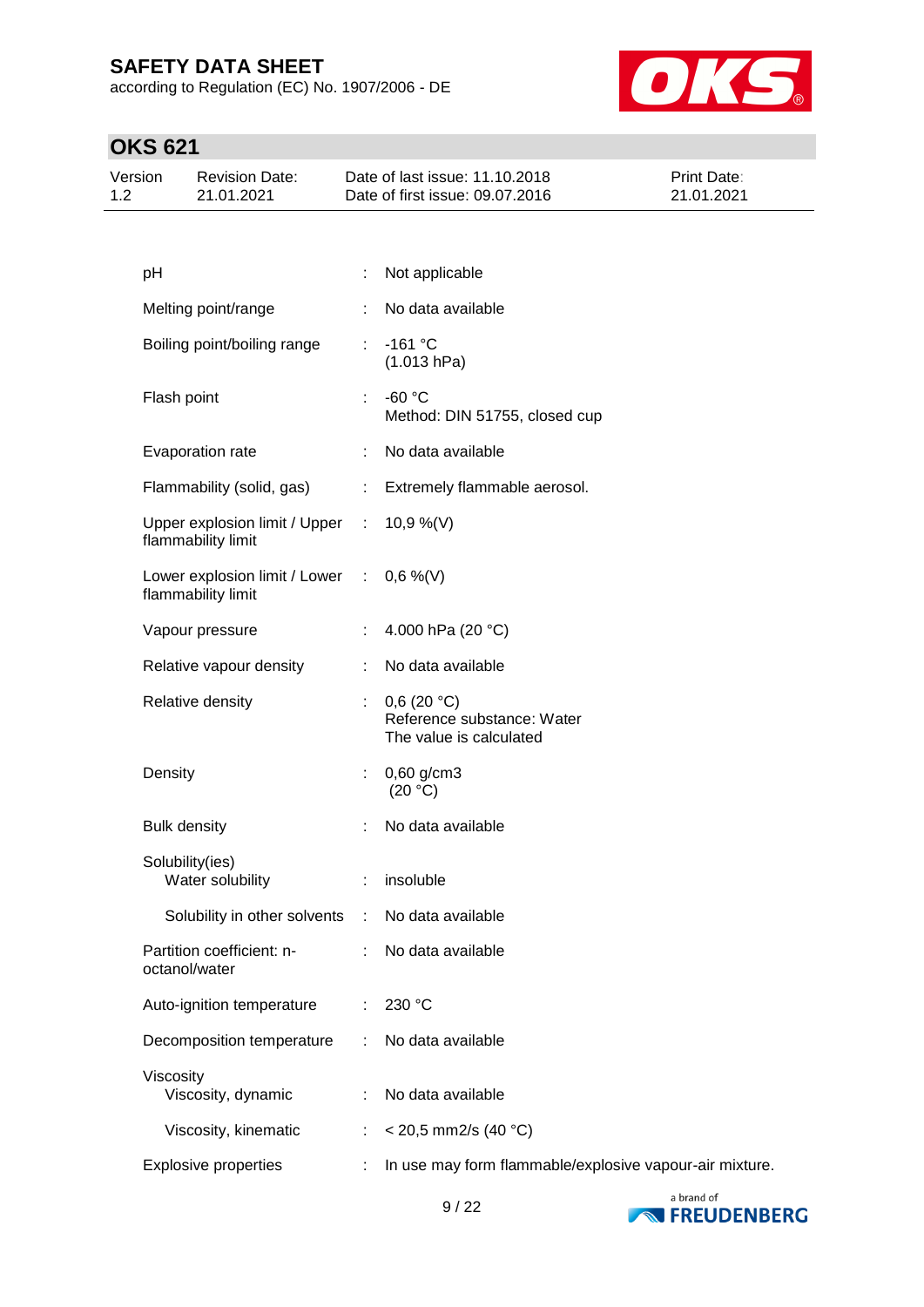| Property | | Value |
|---|---|---|
| pH | : | Not applicable |
| Melting point/range | : | No data available |
| Boiling point/boiling range | : | -161 °C<br>(1.013 hPa) |
| Flash point | : | -60 °C<br>Method: DIN 51755, closed cup |
| Evaporation rate | : | No data available |
| Flammability (solid, gas) | : | Extremely flammable aerosol. |
| Upper explosion limit / Upper flammability limit | : | 10,9 %(V) |
| Lower explosion limit / Lower flammability limit | : | 0,6 %(V) |
| Vapour pressure | : | 4.000 hPa (20 °C) |
| Relative vapour density | : | No data available |
| Relative density | : | 0,6 (20 °C)<br>Reference substance: Water<br>The value is calculated |
| Density | : | 0,60 g/cm3<br>(20 °C) |
| Bulk density | : | No data available |
| Solubility(ies)<br>Water solubility | : | insoluble |
| Solubility in other solvents | : | No data available |
| Partition coefficient: n-octanol/water | : | No data available |
| Auto-ignition temperature | : | 230 °C |
| Decomposition temperature | : | No data available |
| Viscosity<br>Viscosity, dynamic | : | No data available |
| Viscosity, kinematic | : | < 20,5 mm2/s (40 °C) |
| Explosive properties | : | In use may form flammable/explosive vapour-air mixture. |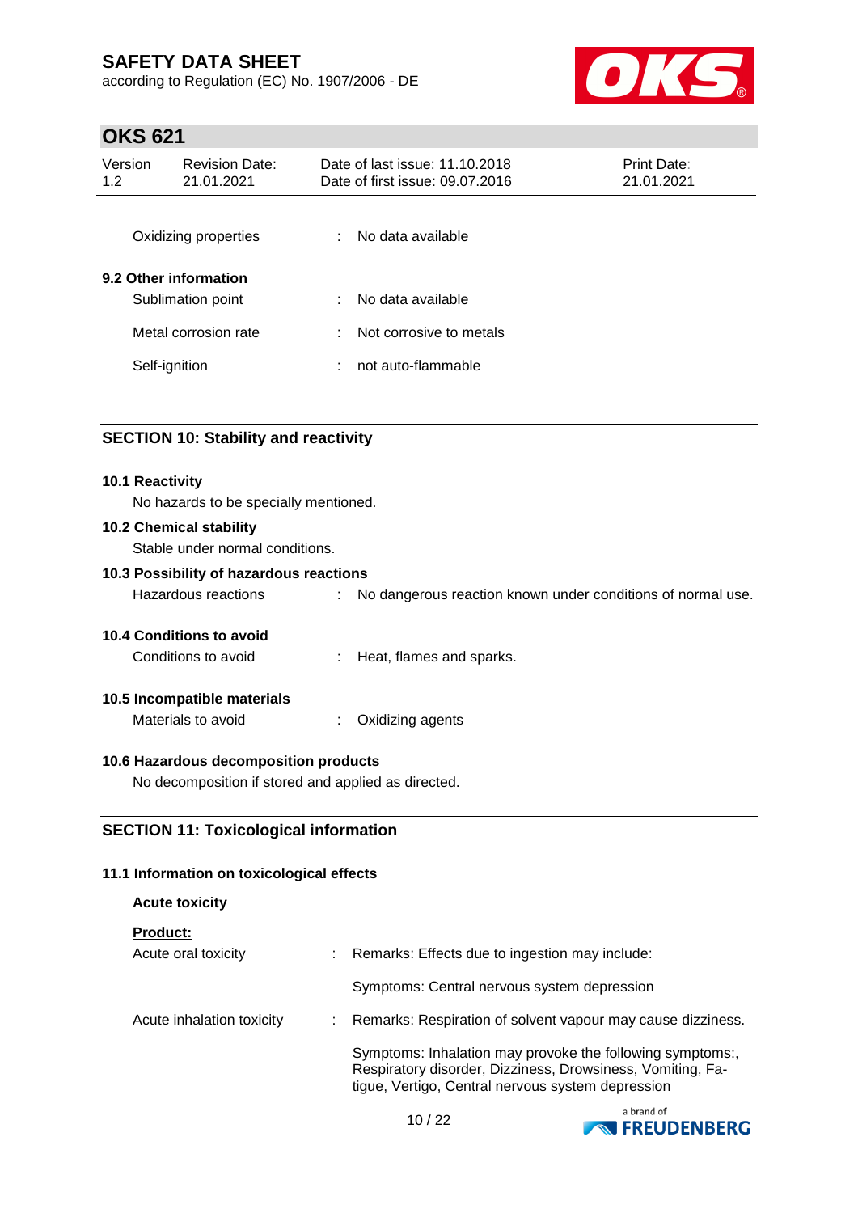| | | |
|---|---|---|
| Oxidizing properties | : | No data available |

**9.2 Other information**

| | | |
|---|---|---|
| Sublimation point | : | No data available |
| Metal corrosion rate | : | Not corrosive to metals |
| Self-ignition | : | not auto-flammable |

## SECTION 10: Stability and reactivity

**10.1 Reactivity**

No hazards to be specially mentioned.

**10.2 Chemical stability**

Stable under normal conditions.

**10.3 Possibility of hazardous reactions**

| | | |
|---|---|---|
| Hazardous reactions | : | No dangerous reaction known under conditions of normal use. |

**10.4 Conditions to avoid**

| | | |
|---|---|---|
| Conditions to avoid | : | Heat, flames and sparks. |

**10.5 Incompatible materials**

| | | |
|---|---|---|
| Materials to avoid | : | Oxidizing agents |

**10.6 Hazardous decomposition products**

No decomposition if stored and applied as directed.

## SECTION 11: Toxicological information

**11.1 Information on toxicological effects**

**Acute toxicity**

**Product:**

| | | |
|---|---|---|
| Acute oral toxicity | : | Remarks: Effects due to ingestion may include: |
| | | Symptoms: Central nervous system depression |
| Acute inhalation toxicity | : | Remarks: Respiration of solvent vapour may cause dizziness. |
| | | Symptoms: Inhalation may provoke the following symptoms:, Respiratory disorder, Dizziness, Drowsiness, Vomiting, Fatigue, Vertigo, Central nervous system depression |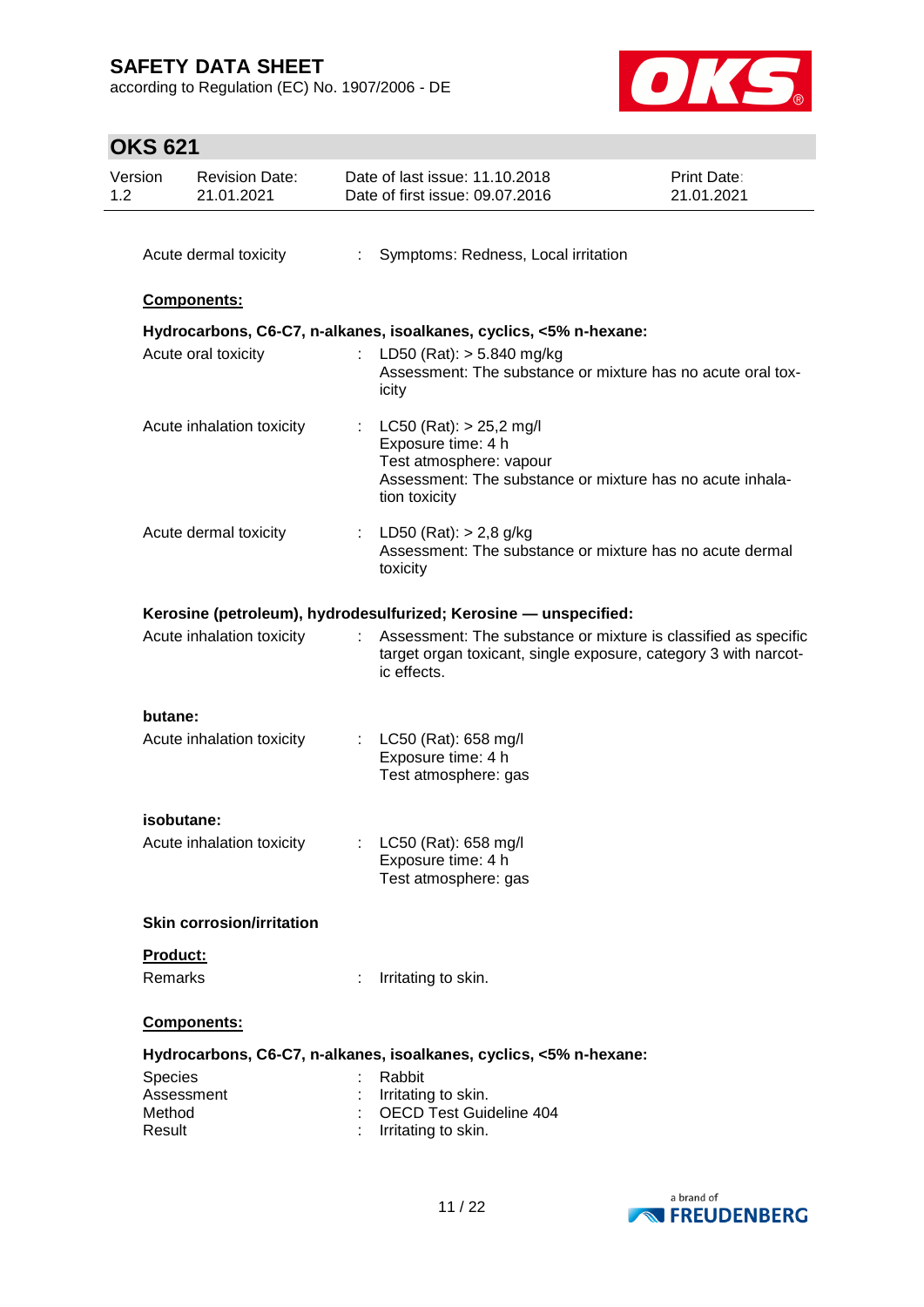Acute dermal toxicity : Symptoms: Redness, Local irritation

**Components:**

**Hydrocarbons, C6-C7, n-alkanes, isoalkanes, cyclics, <5% n-hexane:**

Acute oral toxicity : LD50 (Rat): > 5.840 mg/kg
Assessment: The substance or mixture has no acute oral toxicity

Acute inhalation toxicity : LC50 (Rat): > 25,2 mg/l
Exposure time: 4 h
Test atmosphere: vapour
Assessment: The substance or mixture has no acute inhalation toxicity

Acute dermal toxicity : LD50 (Rat): > 2,8 g/kg
Assessment: The substance or mixture has no acute dermal toxicity

**Kerosine (petroleum), hydrodesulfurized; Kerosine — unspecified:**

Acute inhalation toxicity : Assessment: The substance or mixture is classified as specific target organ toxicant, single exposure, category 3 with narcotic effects.

**butane:**

Acute inhalation toxicity : LC50 (Rat): 658 mg/l
Exposure time: 4 h
Test atmosphere: gas

**isobutane:**

Acute inhalation toxicity : LC50 (Rat): 658 mg/l
Exposure time: 4 h
Test atmosphere: gas

**Skin corrosion/irritation**

**Product:**

Remarks : Irritating to skin.

**Components:**

**Hydrocarbons, C6-C7, n-alkanes, isoalkanes, cyclics, <5% n-hexane:**

Species : Rabbit
Assessment : Irritating to skin.
Method : OECD Test Guideline 404
Result : Irritating to skin.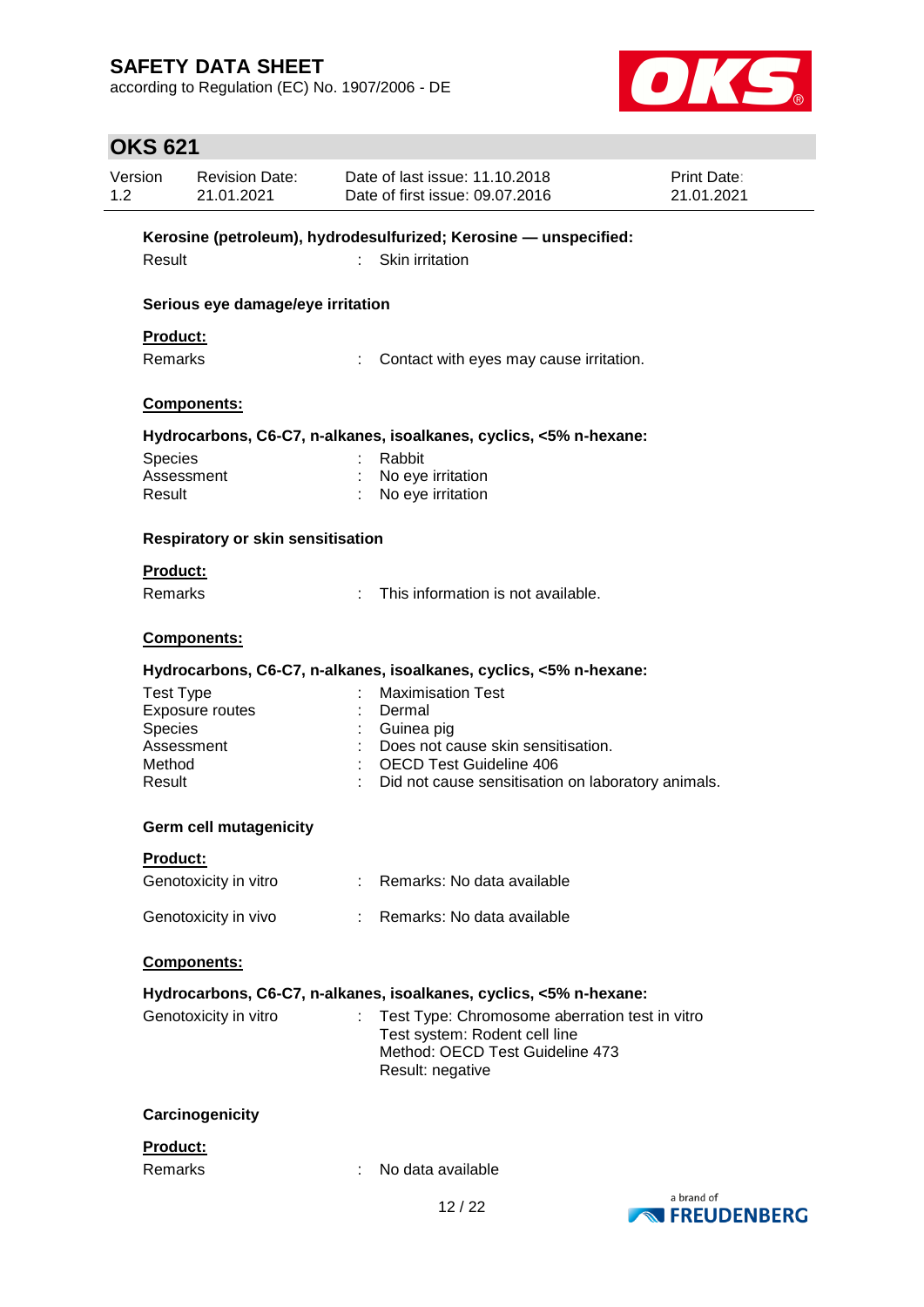**Kerosine (petroleum), hydrodesulfurized; Kerosine — unspecified:**

Result : Skin irritation

**Serious eye damage/eye irritation**

**Product:**

Remarks : Contact with eyes may cause irritation.

**Components:**

**Hydrocarbons, C6-C7, n-alkanes, isoalkanes, cyclics, <5% n-hexane:**

Species : Rabbit
Assessment : No eye irritation
Result : No eye irritation

**Respiratory or skin sensitisation**

**Product:**

Remarks : This information is not available.

**Components:**

**Hydrocarbons, C6-C7, n-alkanes, isoalkanes, cyclics, <5% n-hexane:**

Test Type : Maximisation Test
Exposure routes : Dermal
Species : Guinea pig
Assessment : Does not cause skin sensitisation.
Method : OECD Test Guideline 406
Result : Did not cause sensitisation on laboratory animals.

**Germ cell mutagenicity**

**Product:**

Genotoxicity in vitro : Remarks: No data available

Genotoxicity in vivo : Remarks: No data available

**Components:**

**Hydrocarbons, C6-C7, n-alkanes, isoalkanes, cyclics, <5% n-hexane:**

Genotoxicity in vitro : Test Type: Chromosome aberration test in vitro
Test system: Rodent cell line
Method: OECD Test Guideline 473
Result: negative

**Carcinogenicity**

**Product:**

Remarks : No data available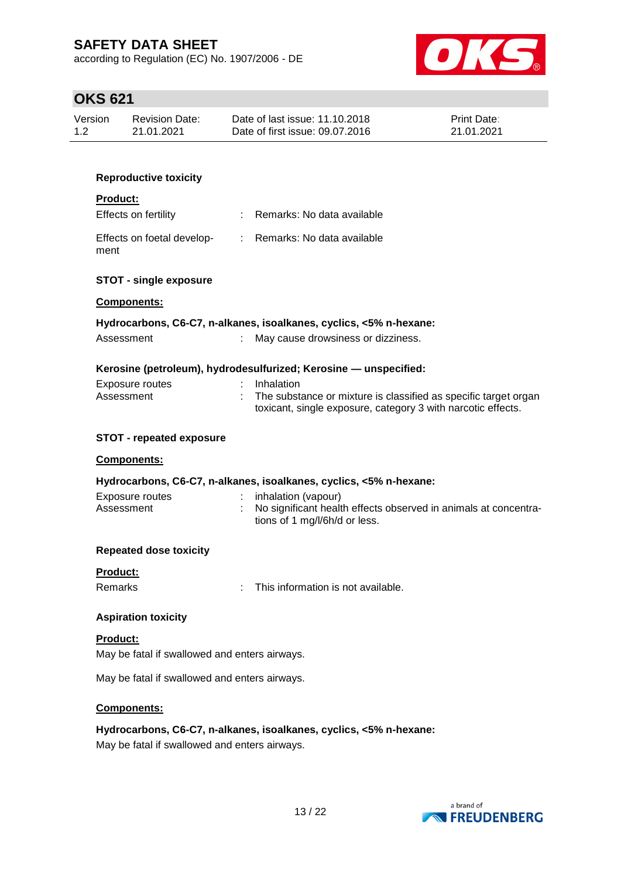**Reproductive toxicity**

**Product:**

| | | |
|---|---|---|
| Effects on fertility | : | Remarks: No data available |
| Effects on foetal development | : | Remarks: No data available |

**STOT - single exposure**

**Components:**

**Hydrocarbons, C6-C7, n-alkanes, isoalkanes, cyclics, <5% n-hexane:**

| | | |
|---|---|---|
| Assessment | : | May cause drowsiness or dizziness. |

**Kerosine (petroleum), hydrodesulfurized; Kerosine — unspecified:**

| | | |
|---|---|---|
| Exposure routes | : | Inhalation |
| Assessment | : | The substance or mixture is classified as specific target organ toxicant, single exposure, category 3 with narcotic effects. |

**STOT - repeated exposure**

**Components:**

**Hydrocarbons, C6-C7, n-alkanes, isoalkanes, cyclics, <5% n-hexane:**

| | | |
|---|---|---|
| Exposure routes | : | inhalation (vapour) |
| Assessment | : | No significant health effects observed in animals at concentrations of 1 mg/l/6h/d or less. |

**Repeated dose toxicity**

**Product:**

| | | |
|---|---|---|
| Remarks | : | This information is not available. |

**Aspiration toxicity**

**Product:**

May be fatal if swallowed and enters airways.

May be fatal if swallowed and enters airways.

**Components:**

**Hydrocarbons, C6-C7, n-alkanes, isoalkanes, cyclics, <5% n-hexane:**

May be fatal if swallowed and enters airways.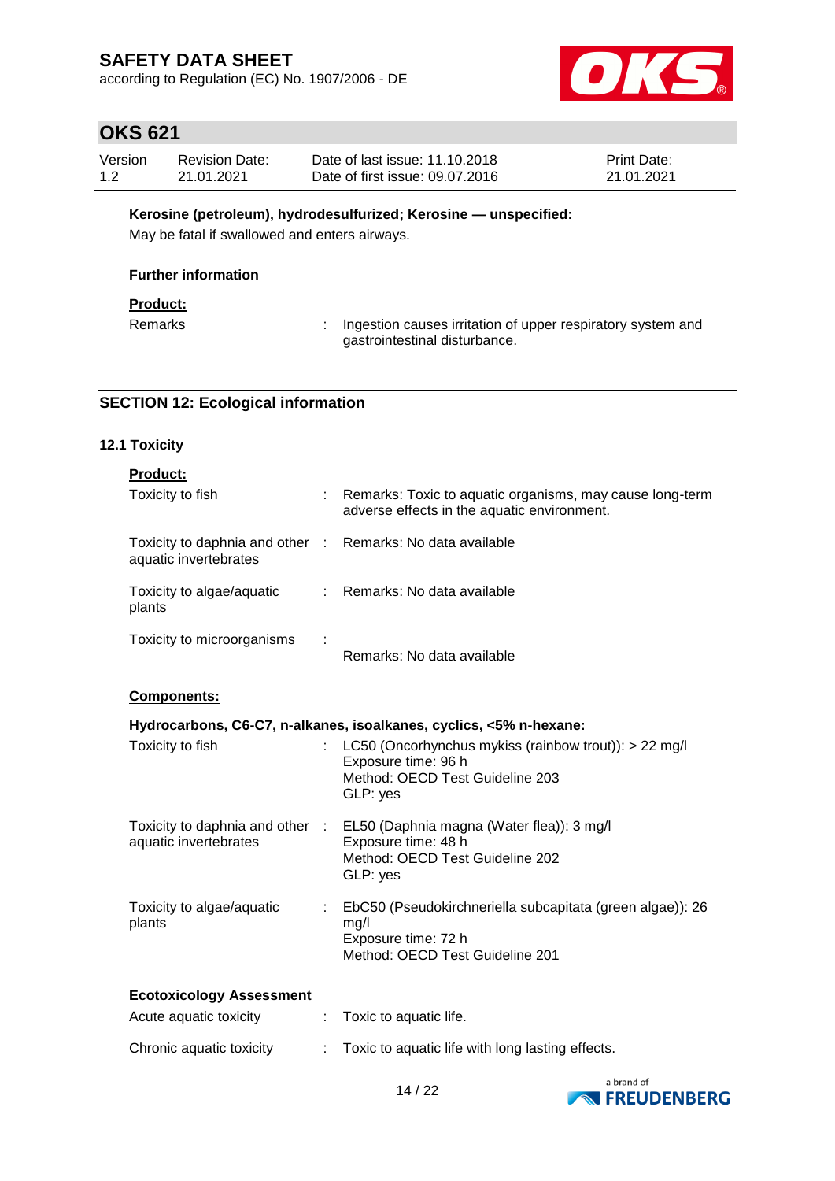**Kerosine (petroleum), hydrodesulfurized; Kerosine — unspecified:**

May be fatal if swallowed and enters airways.

**Further information**

**Product:**

Remarks : Ingestion causes irritation of upper respiratory system and gastrointestinal disturbance.

## SECTION 12: Ecological information

### 12.1 Toxicity

**Product:**

Toxicity to fish : Remarks: Toxic to aquatic organisms, may cause long-term adverse effects in the aquatic environment.

Toxicity to daphnia and other aquatic invertebrates : Remarks: No data available

Toxicity to algae/aquatic plants : Remarks: No data available

Toxicity to microorganisms : Remarks: No data available

**Components:**

**Hydrocarbons, C6-C7, n-alkanes, isoalkanes, cyclics, <5% n-hexane:**

Toxicity to fish : LC50 (Oncorhynchus mykiss (rainbow trout)): > 22 mg/l
Exposure time: 96 h
Method: OECD Test Guideline 203
GLP: yes

Toxicity to daphnia and other aquatic invertebrates : EL50 (Daphnia magna (Water flea)): 3 mg/l
Exposure time: 48 h
Method: OECD Test Guideline 202
GLP: yes

Toxicity to algae/aquatic plants : EbC50 (Pseudokirchneriella subcapitata (green algae)): 26 mg/l
Exposure time: 72 h
Method: OECD Test Guideline 201

**Ecotoxicology Assessment**

Acute aquatic toxicity : Toxic to aquatic life.

Chronic aquatic toxicity : Toxic to aquatic life with long lasting effects.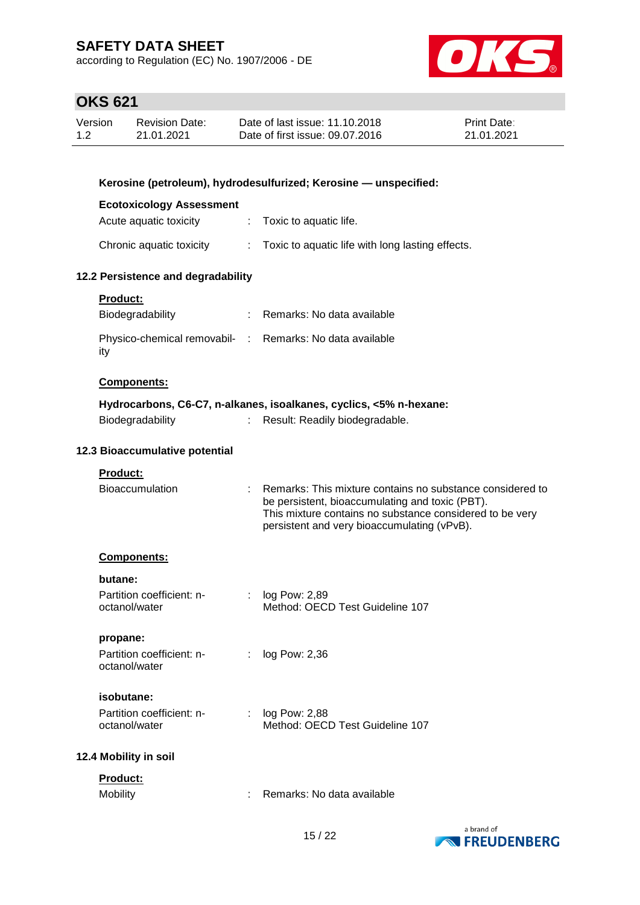**Kerosine (petroleum), hydrodesulfurized; Kerosine — unspecified:**

**Ecotoxicology Assessment**

| | | |
|---|---|---|
| Acute aquatic toxicity | : | Toxic to aquatic life. |
| Chronic aquatic toxicity | : | Toxic to aquatic life with long lasting effects. |

### 12.2 Persistence and degradability

**Product:**

| | | |
|---|---|---|
| Biodegradability | : | Remarks: No data available |
| Physico-chemical removability | : | Remarks: No data available |

**Components:**

**Hydrocarbons, C6-C7, n-alkanes, isoalkanes, cyclics, <5% n-hexane:**

| | | |
|---|---|---|
| Biodegradability | : | Result: Readily biodegradable. |

### 12.3 Bioaccumulative potential

**Product:**

| | | |
|---|---|---|
| Bioaccumulation | : | Remarks: This mixture contains no substance considered to be persistent, bioaccumulating and toxic (PBT). This mixture contains no substance considered to be very persistent and very bioaccumulating (vPvB). |

**Components:**

**butane:**

| | | |
|---|---|---|
| Partition coefficient: n-octanol/water | : | log Pow: 2,89<br>Method: OECD Test Guideline 107 |

**propane:**

| | | |
|---|---|---|
| Partition coefficient: n-octanol/water | : | log Pow: 2,36 |

**isobutane:**

| | | |
|---|---|---|
| Partition coefficient: n-octanol/water | : | log Pow: 2,88<br>Method: OECD Test Guideline 107 |

### 12.4 Mobility in soil

**Product:**

| | | |
|---|---|---|
| Mobility | : | Remarks: No data available |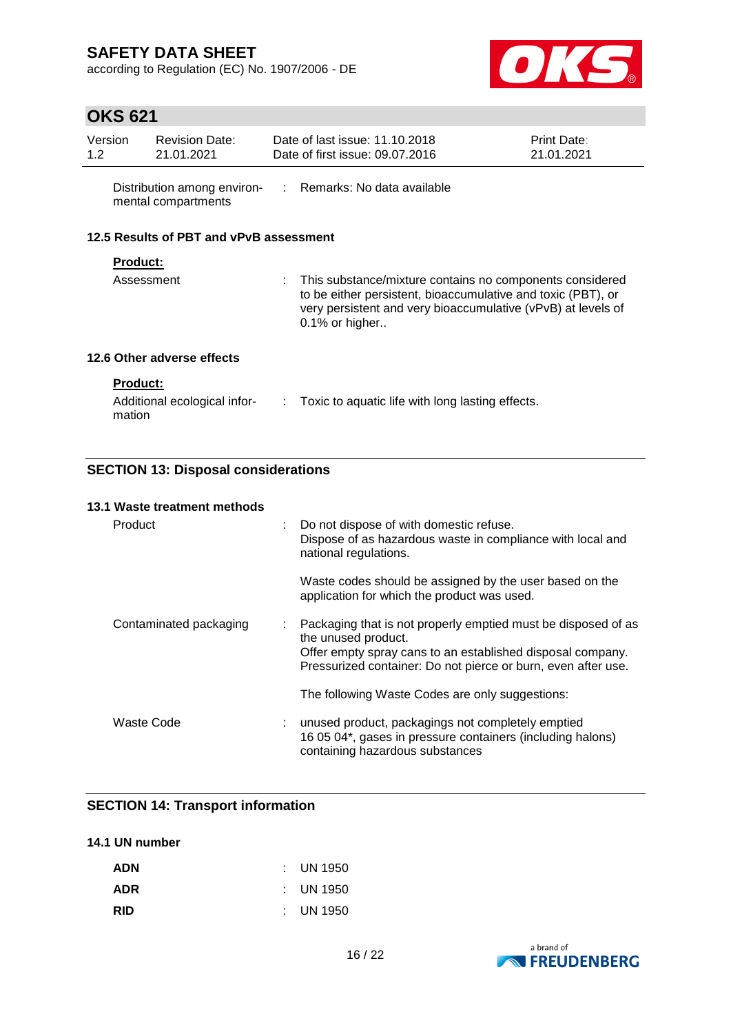Distribution among environmental compartments : Remarks: No data available

### 12.5 Results of PBT and vPvB assessment

**Product:**

Assessment : This substance/mixture contains no components considered to be either persistent, bioaccumulative and toxic (PBT), or very persistent and very bioaccumulative (vPvB) at levels of 0.1% or higher..

### 12.6 Other adverse effects

**Product:**

Additional ecological information : Toxic to aquatic life with long lasting effects.

## SECTION 13: Disposal considerations

### 13.1 Waste treatment methods

Product : Do not dispose of with domestic refuse.
Dispose of as hazardous waste in compliance with local and national regulations.

Waste codes should be assigned by the user based on the application for which the product was used.

Contaminated packaging : Packaging that is not properly emptied must be disposed of as the unused product.
Offer empty spray cans to an established disposal company.
Pressurized container: Do not pierce or burn, even after use.

The following Waste Codes are only suggestions:

Waste Code : unused product, packagings not completely emptied
16 05 04*, gases in pressure containers (including halons) containing hazardous substances

## SECTION 14: Transport information

### 14.1 UN number

**ADN** : UN 1950

**ADR** : UN 1950

**RID** : UN 1950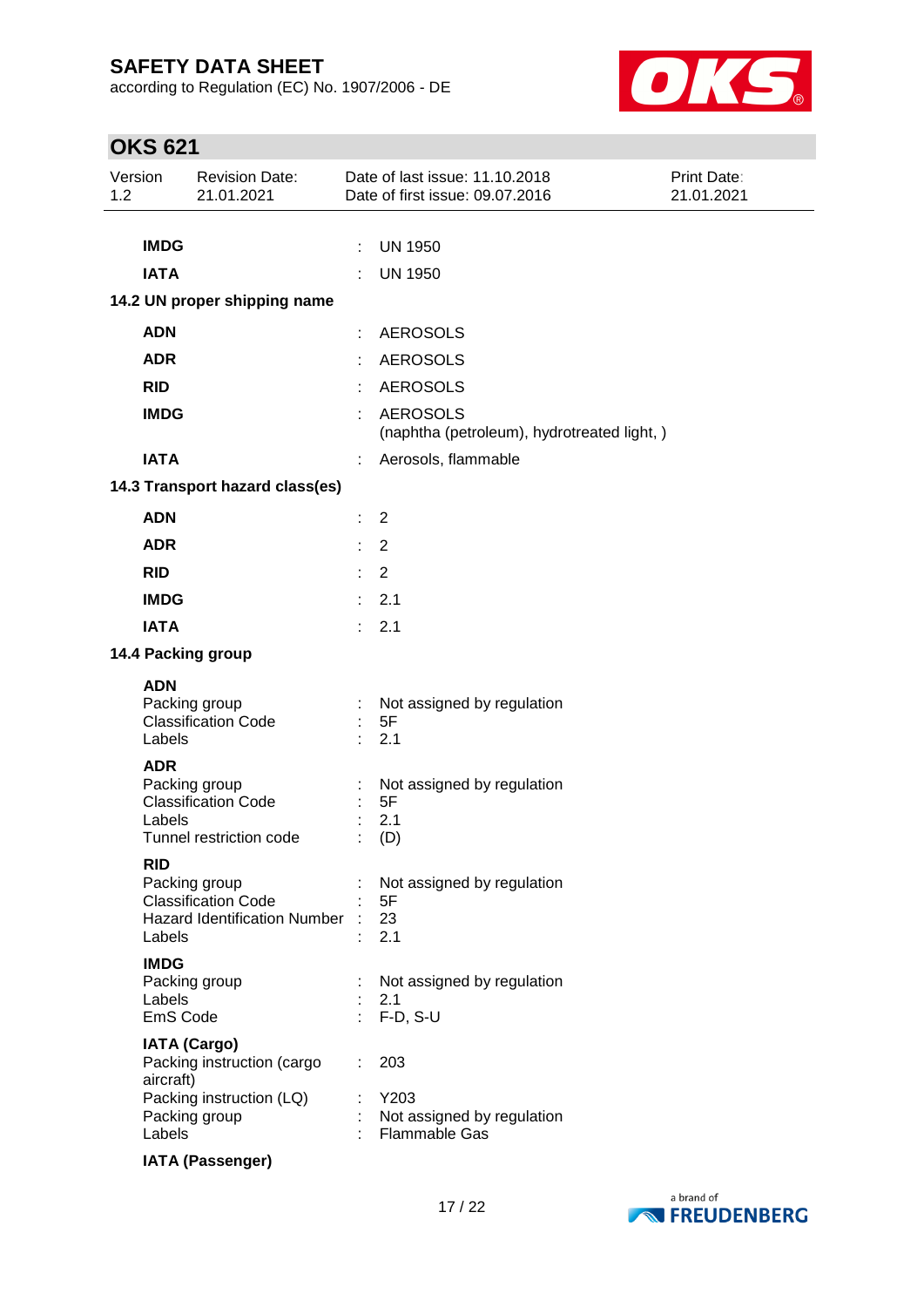| | | |
|---|---|---|
| **IMDG** | : | UN 1950 |
| **IATA** | : | UN 1950 |

**14.2 UN proper shipping name**

| | | |
|---|---|---|
| **ADN** | : | AEROSOLS |
| **ADR** | : | AEROSOLS |
| **RID** | : | AEROSOLS |
| **IMDG** | : | AEROSOLS<br>(naphtha (petroleum), hydrotreated light, ) |
| **IATA** | : | Aerosols, flammable |

**14.3 Transport hazard class(es)**

| | | |
|---|---|---|
| **ADN** | : | 2 |
| **ADR** | : | 2 |
| **RID** | : | 2 |
| **IMDG** | : | 2.1 |
| **IATA** | : | 2.1 |

**14.4 Packing group**

**ADN**

| | | |
|---|---|---|
| Packing group | : | Not assigned by regulation |
| Classification Code | : | 5F |
| Labels | : | 2.1 |

**ADR**

| | | |
|---|---|---|
| Packing group | : | Not assigned by regulation |
| Classification Code | : | 5F |
| Labels | : | 2.1 |
| Tunnel restriction code | : | (D) |

**RID**

| | | |
|---|---|---|
| Packing group | : | Not assigned by regulation |
| Classification Code | : | 5F |
| Hazard Identification Number | : | 23 |
| Labels | : | 2.1 |

**IMDG**

| | | |
|---|---|---|
| Packing group | : | Not assigned by regulation |
| Labels | : | 2.1 |
| EmS Code | : | F-D, S-U |

**IATA (Cargo)**

| | | |
|---|---|---|
| Packing instruction (cargo aircraft) | : | 203 |
| Packing instruction (LQ) | : | Y203 |
| Packing group | : | Not assigned by regulation |
| Labels | : | Flammable Gas |

**IATA (Passenger)**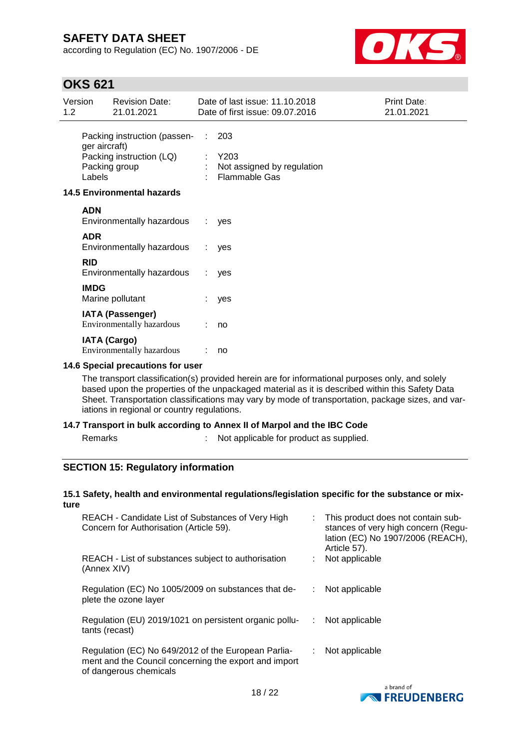| | | |
|---|---|---|
| Packing instruction (passenger aircraft) | : | 203 |
| Packing instruction (LQ) | : | Y203 |
| Packing group | : | Not assigned by regulation |
| Labels | : | Flammable Gas |

### 14.5 Environmental hazards

**ADN**

| | | |
|---|---|---|
| Environmentally hazardous | : | yes |

**ADR**

| | | |
|---|---|---|
| Environmentally hazardous | : | yes |

**RID**

| | | |
|---|---|---|
| Environmentally hazardous | : | yes |

**IMDG**

| | | |
|---|---|---|
| Marine pollutant | : | yes |

**IATA (Passenger)**

| | | |
|---|---|---|
| Environmentally hazardous | : | no |

**IATA (Cargo)**

| | | |
|---|---|---|
| Environmentally hazardous | : | no |

### 14.6 Special precautions for user

The transport classification(s) provided herein are for informational purposes only, and solely based upon the properties of the unpackaged material as it is described within this Safety Data Sheet. Transportation classifications may vary by mode of transportation, package sizes, and variations in regional or country regulations.

### 14.7 Transport in bulk according to Annex II of Marpol and the IBC Code

| | | |
|---|---|---|
| Remarks | : | Not applicable for product as supplied. |

## SECTION 15: Regulatory information

### 15.1 Safety, health and environmental regulations/legislation specific for the substance or mixture

| | | |
|---|---|---|
| REACH - Candidate List of Substances of Very High Concern for Authorisation (Article 59). | : | This product does not contain substances of very high concern (Regulation (EC) No 1907/2006 (REACH), Article 57). |
| REACH - List of substances subject to authorisation (Annex XIV) | : | Not applicable |
| Regulation (EC) No 1005/2009 on substances that deplete the ozone layer | : | Not applicable |
| Regulation (EU) 2019/1021 on persistent organic pollutants (recast) | : | Not applicable |
| Regulation (EC) No 649/2012 of the European Parliament and the Council concerning the export and import of dangerous chemicals | : | Not applicable |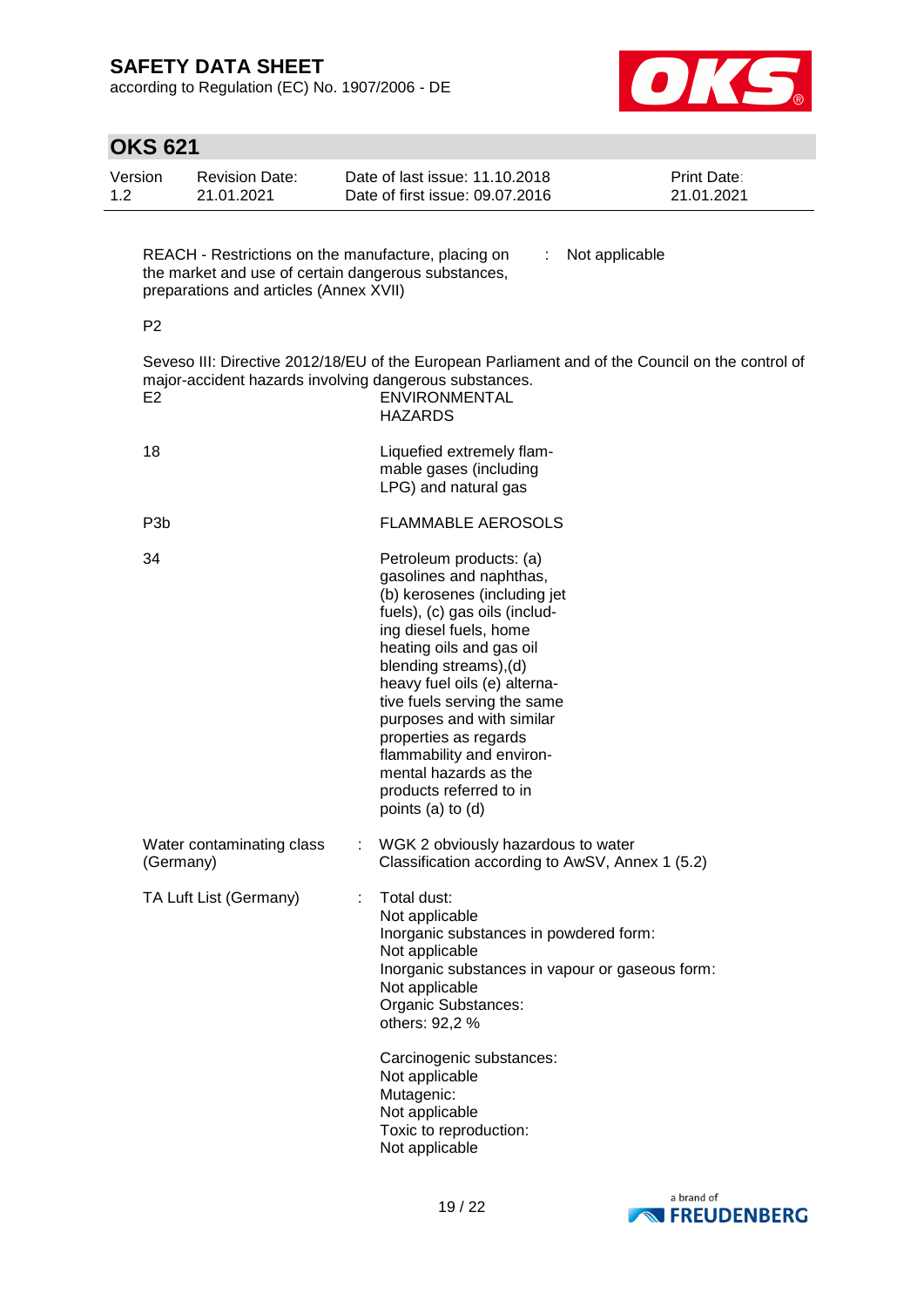| | | |
|---|---|---|
| REACH - Restrictions on the manufacture, placing on the market and use of certain dangerous substances, preparations and articles (Annex XVII) | : | Not applicable |

P2

Seveso III: Directive 2012/18/EU of the European Parliament and of the Council on the control of major-accident hazards involving dangerous substances.

| | |
|---|---|
| E2 | ENVIRONMENTAL HAZARDS |
| 18 | Liquefied extremely flammable gases (including LPG) and natural gas |
| P3b | FLAMMABLE AEROSOLS |
| 34 | Petroleum products: (a) gasolines and naphthas, (b) kerosenes (including jet fuels), (c) gas oils (including diesel fuels, home heating oils and gas oil blending streams),(d) heavy fuel oils (e) alternative fuels serving the same purposes and with similar properties as regards flammability and environmental hazards as the products referred to in points (a) to (d) |

Water contaminating class (Germany) : WGK 2 obviously hazardous to water
Classification according to AwSV, Annex 1 (5.2)

TA Luft List (Germany) : Total dust:
Not applicable
Inorganic substances in powdered form:
Not applicable
Inorganic substances in vapour or gaseous form:
Not applicable
Organic Substances:
others: 92,2 %

Carcinogenic substances:
Not applicable
Mutagenic:
Not applicable
Toxic to reproduction:
Not applicable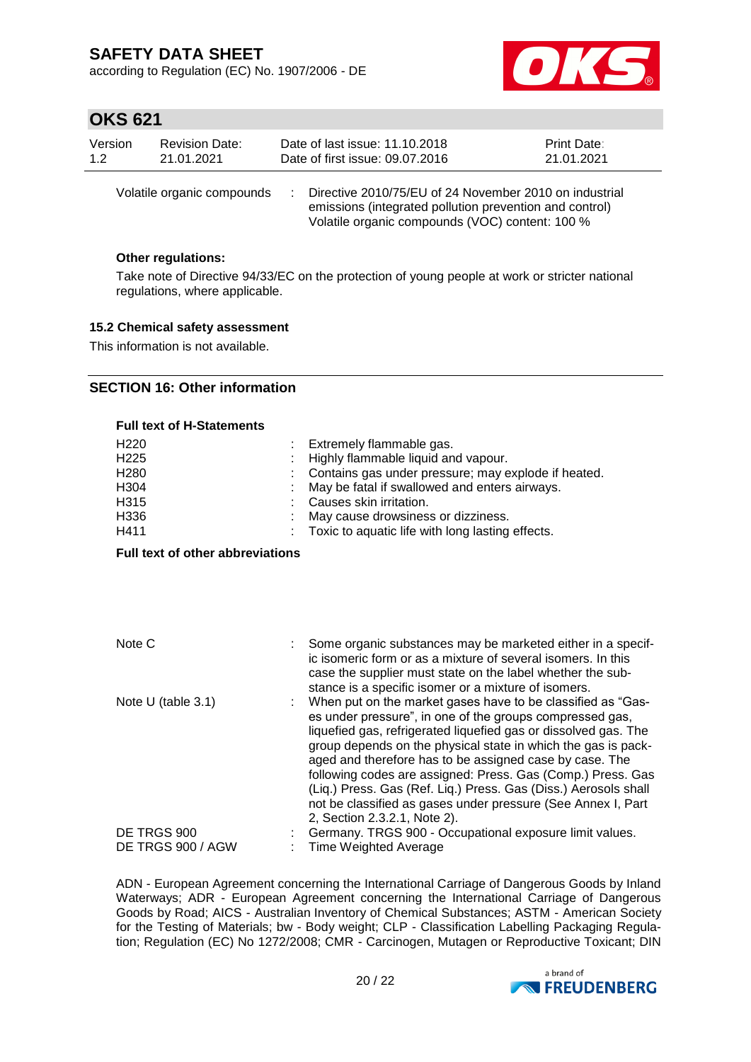Volatile organic compounds : Directive 2010/75/EU of 24 November 2010 on industrial emissions (integrated pollution prevention and control) Volatile organic compounds (VOC) content: 100 %

**Other regulations:**

Take note of Directive 94/33/EC on the protection of young people at work or stricter national regulations, where applicable.

### 15.2 Chemical safety assessment

This information is not available.

## SECTION 16: Other information

**Full text of H-Statements**

| | |
|---|---|
| H220 | : Extremely flammable gas. |
| H225 | : Highly flammable liquid and vapour. |
| H280 | : Contains gas under pressure; may explode if heated. |
| H304 | : May be fatal if swallowed and enters airways. |
| H315 | : Causes skin irritation. |
| H336 | : May cause drowsiness or dizziness. |
| H411 | : Toxic to aquatic life with long lasting effects. |

**Full text of other abbreviations**

| | |
|---|---|
| Note C | : Some organic substances may be marketed either in a specific isomeric form or as a mixture of several isomers. In this case the supplier must state on the label whether the substance is a specific isomer or a mixture of isomers. |
| Note U (table 3.1) | : When put on the market gases have to be classified as "Gases under pressure", in one of the groups compressed gas, liquefied gas, refrigerated liquefied gas or dissolved gas. The group depends on the physical state in which the gas is packaged and therefore has to be assigned case by case. The following codes are assigned: Press. Gas (Comp.) Press. Gas (Liq.) Press. Gas (Ref. Liq.) Press. Gas (Diss.) Aerosols shall not be classified as gases under pressure (See Annex I, Part 2, Section 2.3.2.1, Note 2). |
| DE TRGS 900 | : Germany. TRGS 900 - Occupational exposure limit values. |
| DE TRGS 900 / AGW | : Time Weighted Average |

ADN - European Agreement concerning the International Carriage of Dangerous Goods by Inland Waterways; ADR - European Agreement concerning the International Carriage of Dangerous Goods by Road; AICS - Australian Inventory of Chemical Substances; ASTM - American Society for the Testing of Materials; bw - Body weight; CLP - Classification Labelling Packaging Regulation; Regulation (EC) No 1272/2008; CMR - Carcinogen, Mutagen or Reproductive Toxicant; DIN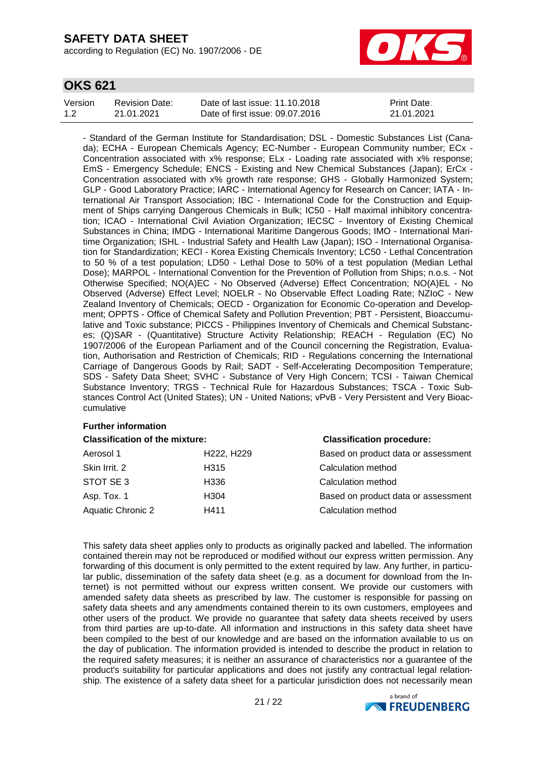- Standard of the German Institute for Standardisation; DSL - Domestic Substances List (Canada); ECHA - European Chemicals Agency; EC-Number - European Community number; ECx - Concentration associated with x% response; ELx - Loading rate associated with x% response; EmS - Emergency Schedule; ENCS - Existing and New Chemical Substances (Japan); ErCx - Concentration associated with x% growth rate response; GHS - Globally Harmonized System; GLP - Good Laboratory Practice; IARC - International Agency for Research on Cancer; IATA - International Air Transport Association; IBC - International Code for the Construction and Equipment of Ships carrying Dangerous Chemicals in Bulk; IC50 - Half maximal inhibitory concentration; ICAO - International Civil Aviation Organization; IECSC - Inventory of Existing Chemical Substances in China; IMDG - International Maritime Dangerous Goods; IMO - International Maritime Organization; ISHL - Industrial Safety and Health Law (Japan); ISO - International Organisation for Standardization; KECI - Korea Existing Chemicals Inventory; LC50 - Lethal Concentration to 50 % of a test population; LD50 - Lethal Dose to 50% of a test population (Median Lethal Dose); MARPOL - International Convention for the Prevention of Pollution from Ships; n.o.s. - Not Otherwise Specified; NO(A)EC - No Observed (Adverse) Effect Concentration; NO(A)EL - No Observed (Adverse) Effect Level; NOELR - No Observable Effect Loading Rate; NZIoC - New Zealand Inventory of Chemicals; OECD - Organization for Economic Co-operation and Development; OPPTS - Office of Chemical Safety and Pollution Prevention; PBT - Persistent, Bioaccumulative and Toxic substance; PICCS - Philippines Inventory of Chemicals and Chemical Substances; (Q)SAR - (Quantitative) Structure Activity Relationship; REACH - Regulation (EC) No 1907/2006 of the European Parliament and of the Council concerning the Registration, Evaluation, Authorisation and Restriction of Chemicals; RID - Regulations concerning the International Carriage of Dangerous Goods by Rail; SADT - Self-Accelerating Decomposition Temperature; SDS - Safety Data Sheet; SVHC - Substance of Very High Concern; TCSI - Taiwan Chemical Substance Inventory; TRGS - Technical Rule for Hazardous Substances; TSCA - Toxic Substances Control Act (United States); UN - United Nations; vPvB - Very Persistent and Very Bioaccumulative

**Further information**

| Classification of the mixture: | | Classification procedure: |
|---|---|---|
| Aerosol 1 | H222, H229 | Based on product data or assessment |
| Skin Irrit. 2 | H315 | Calculation method |
| STOT SE 3 | H336 | Calculation method |
| Asp. Tox. 1 | H304 | Based on product data or assessment |
| Aquatic Chronic 2 | H411 | Calculation method |

This safety data sheet applies only to products as originally packed and labelled. The information contained therein may not be reproduced or modified without our express written permission. Any forwarding of this document is only permitted to the extent required by law. Any further, in particular public, dissemination of the safety data sheet (e.g. as a document for download from the Internet) is not permitted without our express written consent. We provide our customers with amended safety data sheets as prescribed by law. The customer is responsible for passing on safety data sheets and any amendments contained therein to its own customers, employees and other users of the product. We provide no guarantee that safety data sheets received by users from third parties are up-to-date. All information and instructions in this safety data sheet have been compiled to the best of our knowledge and are based on the information available to us on the day of publication. The information provided is intended to describe the product in relation to the required safety measures; it is neither an assurance of characteristics nor a guarantee of the product's suitability for particular applications and does not justify any contractual legal relationship. The existence of a safety data sheet for a particular jurisdiction does not necessarily mean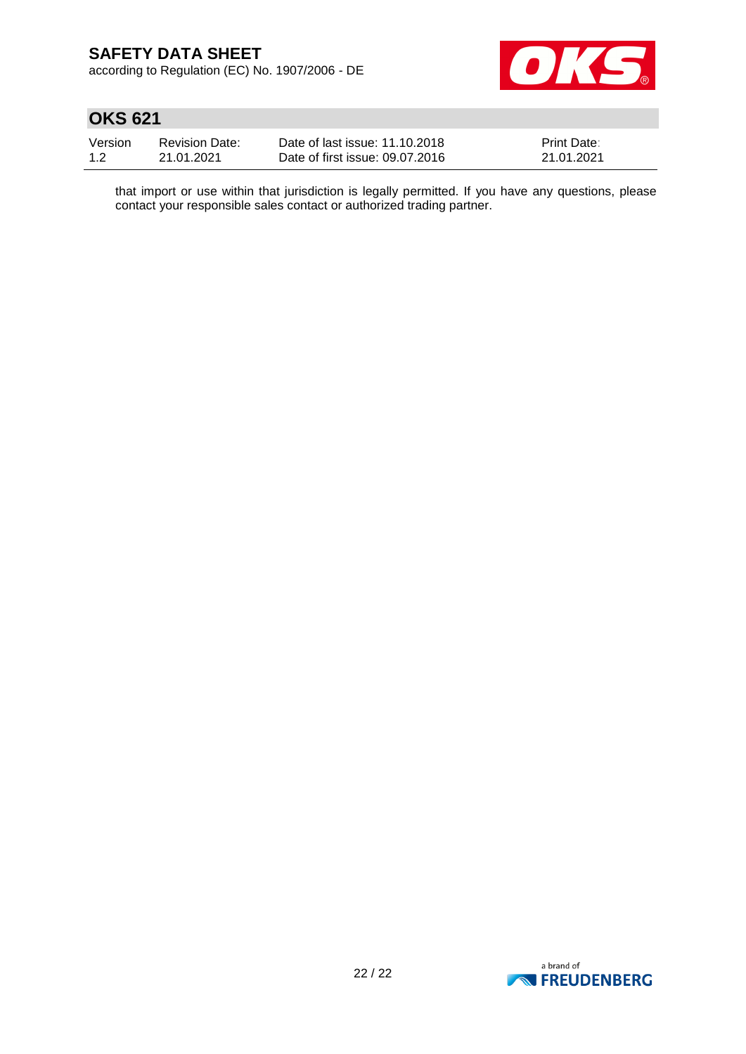that import or use within that jurisdiction is legally permitted. If you have any questions, please contact your responsible sales contact or authorized trading partner.